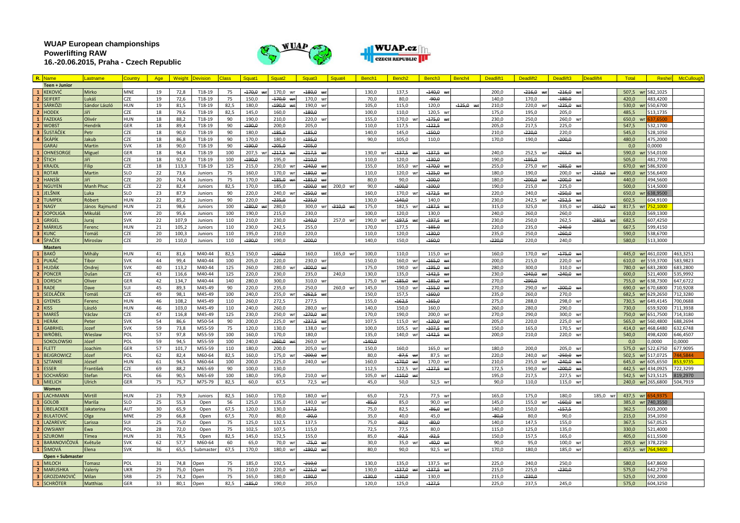**WUAP European championships**
**Powerlifting RAW**
**16.-20.06.2015, Praha - Czech Republic**

| R. | Name | Lastname | Country | Age | Weight | Devision | Class | Squat1 | Squat2 | Squat3 | Squat4 | Bench1 | Bench2 | Bench3 | Bench4 | Deadlift1 | Deadlift2 | Deadlift3 | Deadlift4 | Total | Reshel | McCullough |
|---|---|---|---|---|---|---|---|---|---|---|---|---|---|---|---|---|---|---|---|---|---|---|
| | **Teen + Junior** | | | | | | | | | | | | | | | | | | | | | |
| 1 | KEKOVIĆ | Mirko | MNE | 19 | 72,8 | T18-19 | 75 | ~~170,0 wr~~ | 170,0 wr | ~~180,0 wr~~ | | 130,0 | 137,5 | ~~140,0 wr~~ | | 200,0 | ~~216,0 wr~~ | ~~216,0 wr~~ | | 507,5 wr | 582,1025 | |
| 2 | SEIFERT | Lukáš | CZE | 19 | 72,6 | T18-19 | 75 | 150,0 | ~~170,0 wr~~ | 170,0 wr | | 70,0 | 80,0 | ~~90,0~~ | | 140,0 | 170,0 | ~~180,0~~ | | 420,0 | 483,4200 | |
| 1 | SÁRKÖZI | Sándor László | HUN | 19 | 81,5 | T18-19 | 82,5 | 180,0 | ~~190,0 wr~~ | 190,0 wr | | 105,0 | 115,0 | 120,0 | ~~125,0 wr~~ | 210,0 | 220,0 wr | ~~225,0 wr~~ | | 530,0 wr | 550,6700 | |
| 2 | HODEK | Jiří | CZE | 18 | 79,6 | T18-19 | 82,5 | 145,0 | 160,0 | ~~180,0~~ | | 100,0 | 110,0 | 120,5 wr | | 175,0 | 195,0 | 205,0 | | 485,5 | 513,1735 | |
| 1 | FAZEKAS | Olivér | HUN | 18 | 88,2 | T18-19 | 90 | 190,0 | 210,0 | 220,0 wr | | 155,0 | 170,0 wr | ~~175,0 wr~~ | | 230,0 | 250,0 | 260,0 wr | | 650,0 wr | 637,6500 | |
| 2 | WOBST | Hendrik | GER | 18 | 89,4 | T18-19 | 90 | ~~190,0~~ | 200,0 | 205,0 | | 110,0 | 117,5 | ~~122,5~~ | | 205,0 | 217,5 | 225,0 | | 547,5 | 532,1700 | |
| 3 | ŠUSTÁČEK | Petr | CZE | 18 | 90,0 | T18-19 | 90 | 180,0 | ~~185,0~~ | ~~185,0~~ | | 140,0 | 145,0 | ~~150,0~~ | | 210,0 | ~~220,0~~ | 220,0 | | 545,0 | 528,1050 | |
| 4 | ŠKÁPÍK | Jakub | CZE | 18 | 86,8 | T18-19 | 90 | 170,0 | 180,0 | ~~195,0~~ | | 90,0 | 105,0 | 110,0 | | 170,0 | 190,0 | ~~200,0~~ | | 480,0 | 475,2000 | |
| | GARAJ | Martin | SVK | 18 | 90,0 | T18-19 | 90 | ~~190,0~~ | ~~205,0~~ | ~~205,0~~ | | | | | | | | | | 0,0 | 0,0000 | |
| 1 | OHNESORGE | Miguel | GER | 18 | 94,4 | T18-19 | 100 | 207,5 wr | ~~217,5 wr~~ | ~~217,5 wr~~ | | 130,0 wr | ~~137,5 wr~~ | ~~137,5 wr~~ | | 240,0 | 252,5 wr | ~~265,0 wr~~ | | 590,0 wr | 554,0100 | |
| 2 | ŠTICH | Jiří | CZE | 18 | 92,0 | T18-19 | 100 | ~~190,0~~ | 195,0 | ~~210,0~~ | | 110,0 | 120,0 | ~~130,0~~ | | 190,0 | ~~195,0~~ | | | 505,0 | 481,7700 | |
| 1 | KRAJDL | Filip | CZE | 18 | 113,3 | T18-19 | 125 | 215,0 | 230,0 wr | ~~240,0 wr~~ | | 155,0 | 165,0 wr | ~~170,0 wr~~ | | 255,0 | 275,0 wr | ~~285,0 wr~~ | | 670,0 wr | 586,9200 | |
| 1 | ROTAR | Martin | SLO | 22 | 73,6 | Juniors | 75 | 160,0 | 170,0 wr | ~~180,0 wr~~ | | 110,0 | 120,0 wr | ~~125,0 wr~~ | | 180,0 | 190,0 | 200,0 wr | ~~210,0 wr~~ | 490,0 wr | 556,6400 | |
| 2 | HANSÍK | Jiří | CZE | 20 | 74,4 | Juniors | 75 | 170,0 | ~~185,0 wr~~ | ~~185,0 wr~~ | | 80,0 | 90,0 | ~~100,0~~ | | 180,0 | ~~200,0 wr~~ | ~~200,0 wr~~ | | 440,0 | 494,5600 | |
| 1 | NGUYEN | Manh Phuc | CZE | 22 | 82,4 | Juniors | 82,5 | 170,0 | 185,0 | ~~200,0 wr~~ | 200,0 wr | 90,0 | ~~100,0~~ | ~~100,0~~ | | 190,0 | 215,0 | 225,0 | | 500,0 | 514,5000 | |
| 1 | JELŠNIK | Luka | SLO | 23 | 87,9 | Juniors | 90 | 220,0 | 240,0 wr | ~~250,0 wr~~ | | 160,0 | 170,0 wr | ~~172,5 wr~~ | | 220,0 | 240,0 | ~~250,0 wr~~ | | 650,0 wr | 638,9500 | |
| 2 | TUMPEK | Róbert | HUN | 22 | 85,2 | Juniors | 90 | 220,0 | ~~235,0~~ | ~~235,0~~ | | 130,0 | ~~140,0~~ | 140,0 | | 230,0 | 242,5 wr | ~~252,5 wr~~ | | 602,5 | 604,9100 | |
| 1 | NAGY | János Rajmund | HUN | 21 | 98,6 | Juniors | 100 | ~~280,0 wr~~ | 280,0 | 300,0 wr | ~~310,0 wr~~ | 175,0 | 182,5 wr | ~~187,5 wr~~ | | 315,0 | 325,0 | 335,0 wr | ~~350,0 wr~~ | 817,5 wr | 752,1000 | |
| 2 | SOPOLIGA | Mikuláš | SVK | 20 | 95,6 | Juniors | 100 | 190,0 | 215,0 | 230,0 | | 100,0 | 120,0 | 130,0 | | 240,0 | 260,0 | 260,0 | | 610,0 | 569,1300 | |
| 1 | GRIGEL | Juraj | SVK | 22 | 107,9 | Juniors | 110 | 210,0 | 230,0 | ~~240,0~~ | 257,0 wr | 190,0 wr | ~~197,5 wr~~ | ~~197,5 wr~~ | | 230,0 | 250,0 | 262,5 | ~~280,5 wr~~ | 682,5 | 607,4250 | |
| 2 | MÁRKUS | Ferenc | HUN | 21 | 105,2 | Juniors | 110 | 230,0 | 242,5 | 255,0 | | 170,0 | 177,5 | ~~185,0~~ | | 220,0 | 235,0 | ~~240,0~~ | | 667,5 | 599,4150 | |
| 3 | KUNC | Tomáš | CZE | 20 | 100,3 | Juniors | 110 | 195,0 | 210,0 | 220,0 | | 110,0 | 120,0 | ~~130,0~~ | | 235,0 | 250,0 | ~~260,0~~ | | 590,0 | 538,6700 | |
| 4 | ŠPAČEK | Miroslav | CZE | 20 | 110,0 | Juniors | 110 | ~~190,0~~ | 190,0 | ~~200,0~~ | | 140,0 | 150,0 | ~~160,0~~ | | ~~220,0~~ | 220,0 | 240,0 | | 580,0 | 513,3000 | |
| | **Masters** | | | | | | | | | | | | | | | | | | | | | |
| 1 | BAKÓ | Mihály | HUN | 41 | 81,6 | M40-44 | 82,5 | 150,0 | ~~160,0~~ | 160,0 | 165,0 wr | 100,0 | 110,0 | 115,0 wr | | 160,0 | 170,0 wr | ~~175,0 wr~~ | | 445,0 wr | 461,0200 | 463,3251 |
| 1 | PUKÁČ | Tibor | SVK | 44 | 99,4 | M40-44 | 100 | 205,0 | 220,0 | 230,0 wr | | 150,0 | 160,0 wr | ~~165,0 wr~~ | | 200,0 | 215,0 | 220,0 wr | | 610,0 er | 559,3700 | 583,9823 |
| 1 | HUDÁK | Ondrej | SVK | 40 | 113,2 | M40-44 | 125 | 260,0 | 280,0 wr | ~~300,0 wr~~ | | 175,0 | 190,0 wr | ~~195,0 wr~~ | | 280,0 | 300,0 | 310,0 wr | | 780,0 wr | 683,2800 | 683,2800 |
| 2 | PONCER | Dušan | CZE | 43 | 116,6 | M40-44 | 125 | 220,0 | 230,0 | 235,0 | 240,0 | 130,0 | 135,0 | ~~142,5 wr~~ | | 230,0 | ~~240,0 wr~~ | ~~240,0 wr~~ | | 600,0 | 521,4000 | 535,9992 |
| 1 | DORSCH | Oliver | GER | 42 | 134,7 | M40-44 | 140 | 280,0 | 300,0 | 310,0 wr | | 175,0 wr | ~~185,0 wr~~ | ~~185,0 wr~~ | | 270,0 | ~~290,0~~ | | | 755,0 wr | 638,7300 | 647,6722 |
| 1 | RADE | Dave | SUI | 45 | 89,3 | M45-49 | 90 | 220,0 | 235,0 | 250,0 | 260,0 wr | 145,0 | 150,0 wr | ~~155,0 wr~~ | | 270,0 | 290,0 wr | ~~300,0 wr~~ | | 690,0 wr | 670,6800 | 710,9208 |
| 1 | SEDLÁČEK | Tomáš | CZE | 49 | 98,1 | M45-49 | 100 | 240,0 | 255,0 wr | ~~262,5 wr~~ | | 150,0 | 157,5 | ~~160,0~~ | | 235,0 | 260,0 | 270,0 | | 682,5 wr | 629,2650 | 712,3280 |
| 1 | GYENES | Ferenc | HUN | 46 | 108,2 | M45-49 | 110 | 260,0 | 272,5 | 277,5 | | 155,0 | ~~162,5~~ | ~~165,0~~ | | 275,0 | 288,0 | 298,0 wr | | 730,5 wr | 649,4145 | 700,0688 |
| 2 | KISS | László | HUN | 46 | 103,0 | M45-49 | 110 | 240,0 | 260,0 | 280,0 wr | | 140,0 | 150,0 | 160,0 | | 260,0 | 280,0 | 290,0 | | 730,0 | 659,9200 | 711,3938 |
| 1 | MAREŠ | Václav | CZE | 47 | 116,8 | M45-49 | 125 | 230,0 | 250,0 wr | ~~270,0 wr~~ | | 170,0 | 190,0 | 200,0 wr | | 270,0 | 290,0 | 300,0 wr | | 750,0 wr | 651,7500 | 714,3180 |
| 1 | HERÁK | Peter | SVK | 54 | 86,6 | M50-54 | 90 | 200,0 | 225,0 wr | ~~237,5 wr~~ | | 107,5 | 115,0 wr | ~~120,0 wr~~ | | 205,0 | 220,0 | 225,0 wr | | 565,0 wr | 560,4800 | 688,2694 |
| 1 | GABRHEL | Jozef | SVK | 59 | 73,8 | M55-59 | 75 | 120,0 | 130,0 | 138,0 wr | | 100,0 | 105,5 wr | ~~107,5 wr~~ | | 150,0 | 165,0 | 170,5 wr | | 414,0 wr | 468,6480 | 632,6748 |
| 1 | WRÓBEL | Wieslaw | POL | 57 | 97,8 | M55-59 | 100 | 160,0 | 170,0 | 180,0 | | 135,0 | 140,0 wr | ~~142,5 wr~~ | | 200,0 | 210,0 | 220,0 wr | | 540,0 | 498,4200 | 646,4507 |
| | SOKOLOWSKI | Józef | POL | 59 | 94,5 | M55-59 | 100 | 240,0 | ~~260,0 wr~~ | 260,0 wr | | ~~140,0~~ | | | | | | | | 0,0 | 0,0000 | 0,0000 |
| 1 | FLETT | Joachim | GER | 57 | 101,7 | M55-59 | 110 | 180,0 | 200,0 | 205,0 wr | | 150,0 | 160,0 | 165,0 wr | | 180,0 | 200,0 | 205,0 wr | | 575,0 wr | 522,6750 | 677,9095 |
| 1 | BEJGROWICZ | Józef | POL | 62 | 82,4 | M60-64 | 82,5 | 160,0 | 175,0 wr | ~~200,0 wr~~ | | 80,0 | ~~87,5 wr~~ | 87,5 wr | | 220,0 | 240,0 wr | ~~250,0 wr~~ | | 502,5 wr | 517,0725 | 744,5844 |
| 1 | SZTANKE | József | HUN | 61 | 94,5 | M60-64 | 100 | 200,0 | 225,0 | 240,0 wr | | 160,0 | ~~170,0 wr~~ | 170,0 wr | | 210,0 | 235,0 wr | ~~240,0 wr~~ | | 645,0 wr | 605,6550 | 853,9735 |
| 1 | ESSER | František | CZE | 69 | 88,2 | M65-69 | 90 | 100,0 | 130,0 | | | 112,5 | 122,5 wr | ~~127,5 wr~~ | | 172,5 | 190,0 wr | ~~200,0 wr~~ | | 442,5 wr | 434,0925 | 722,3299 |
| 1 | SOCHAŇSKI | Stefan | POL | 66 | 90,5 | M65-69 | 100 | 180,0 | 195,0 | 210,0 wr | | 105,0 wr | ~~110,0 wr~~ | | | 195,0 | 217,5 | 227,5 wr | | 542,5 wr | 523,5125 | 819,2970 |
| 1 | MIELICH | Ulrich | GER | 75 | 75,7 | M75-79 | 82,5 | 60,0 | 67,5 | 72,5 wr | | 45,0 | 50,0 | 52,5 wr | | 90,0 | 110,0 | 115,0 wr | | 240,0 wr | 265,6800 | 504,7919 |
| | **Women** | | | | | | | | | | | | | | | | | | | | | |
| 1 | LACHMANN | Mirtill | HUN | 23 | 79,9 | Juniors | 82,5 | 160,0 | 170,0 | 180,0 wr | | 65,0 | 72,5 | 77,5 wr | | 165,0 | 175,0 | 180,0 | 185,0 wr | 437,5 wr | 654,9375 | |
| 1 | GOLOB | Mariša | SLO | 25 | 55,3 | Open | 56 | 125,0 | 135,0 | 140,0 wr | | ~~85,0~~ | 85,0 | 90,0 wr | | 145,0 | 155,0 wr | ~~160,0 wr~~ | | 385,0 wr | 740,3550 | |
| 1 | ÜBELACKER | Jakaterina | AUT | 30 | 65,9 | Open | 67,5 | 120,0 | 130,0 | ~~137,5~~ | | 75,0 | 82,5 | ~~86,0 wr~~ | | 140,0 | 150,0 | ~~157,5~~ | | 362,5 | 603,2000 | |
| 2 | BULATOVIĆ | Olga | MNE | 29 | 66,8 | Open | 67,5 | 70,0 | 80,0 | ~~90,0~~ | | 35,0 | 40,0 | 45,0 | | ~~80,0~~ | 80,0 | 90,0 | | 215,0 | 354,1050 | |
| 1 | LAZAREVIC | Larissa | SUI | 25 | 75,0 | Open | 75 | 125,0 | 132,5 | 137,5 | | 75,0 | ~~80,0~~ | ~~80,0~~ | | 140,0 | 147,5 | 155,0 | | 367,5 | 567,0525 | |
| 2 | OWSIANY | Ewa | POL | 28 | 72,0 | Open | 75 | 102,5 | 107,5 | 115,0 | | 72,5 | 77,5 | 80,0 | | 115,0 | 125,0 | 135,0 | | 330,0 | 521,4000 | |
| 1 | SZUROMI | Tímea | HUN | 31 | 78,5 | Open | 82,5 | 145,0 | 152,5 | 155,0 | | 85,0 | ~~92,5~~ | ~~92,5~~ | | 150,0 | 157,5 | 165,0 | | 405,0 | 611,5500 | |
| 1 | BARANOVIČOVÁ | Květuše | SVK | 62 | 57,7 | M60-64 | 60 | 65,0 | 70,0 wr | ~~75,0 wr~~ | | 30,0 | 35,0 wr | ~~40,0 wr~~ | | 90,0 | 95,0 | 100,0 wr | | 205,0 wr | 378,2250 | |
| 1 | ŠIMOVÁ | Elena | SVK | 36 | 65,5 | Submaster | 67,5 | 170,0 | 180,0 wr | ~~190,0 wr~~ | | 80,0 | 90,0 | 92,5 wr | | 170,0 | 180,0 | 185,0 wr | | 457,5 wr | 764,9400 | |
| | **Open + Submaster** | | | | | | | | | | | | | | | | | | | | | |
| 1 | MILOCH | Tomasz | POL | 31 | 74,8 | Open | 75 | 185,0 | 192,5 | ~~210,0~~ | | 130,0 | 135,0 | 137,5 wr | | 225,0 | 240,0 | 250,0 | | 580,0 | 647,8600 | |
| 2 | MARUSHKA | Valeriy | UKR | 29 | 75,0 | Open | 75 | 210,0 | 220,0 wr | ~~225,0 wr~~ | | 130,0 | ~~137,5 wr~~ | ~~137,5 wr~~ | | 215,0 | 225,0 | ~~230,0~~ | | 575,0 | 642,2750 | |
| 3 | GROZDANOVIĆ | Milan | SRB | 25 | 74,2 | Open | 75 | 165,0 | 180,0 | ~~190,0~~ | | ~~130,0~~ | ~~130,0~~ | 130,0 | | 215,0 | ~~230,0~~ | | | 525,0 | 592,2000 | |
| 1 | SCHRÖTER | Matthias | GER | 33 | 80,1 | Open | 82,5 | ~~185,0~~ | 190,0 | 205,0 | | 120,0 | 125,0 | ~~127,5~~ | | 225,0 | 237,5 | 245,0 | | 575,0 | 604,3250 | |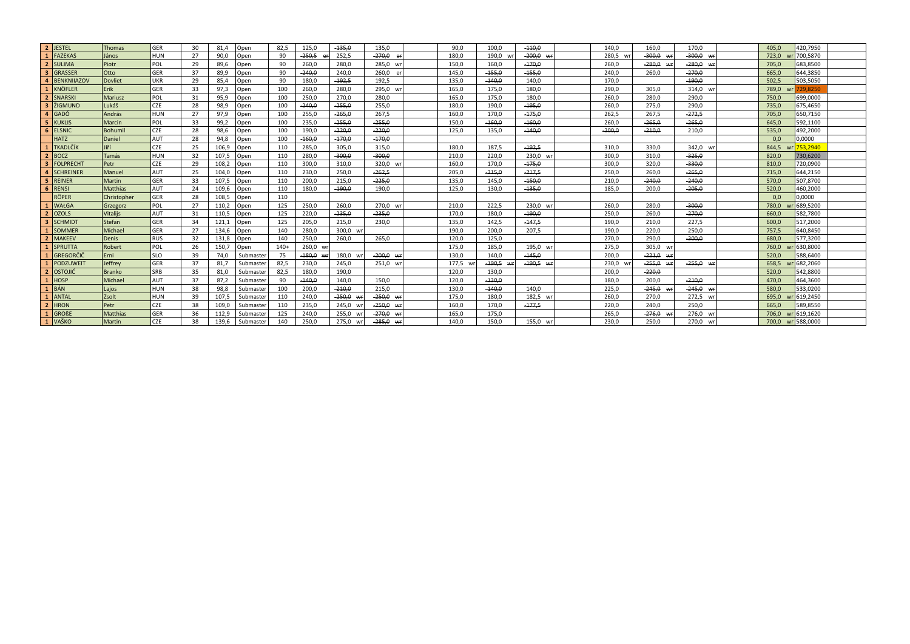| | | | | | | | | | | | | | | | | | | |
|---|---|---|---|---|---|---|---|---|---|---|---|---|---|---|---|---|---|---|
| 2 | JESTEL | Thomas | GER | 30 | 81,4 | Open | 82,5 | 125,0 | ~~135,0~~ | 135,0 | 90,0 | 100,0 | ~~110,0~~ | 140,0 | 160,0 | 170,0 | 405,0 | 420,7950 |
| 1 | FAZEKAS | János | HUN | 27 | 90,0 | Open | 90 | ~~250,5 er~~ | 252,5 | ~~270,0 er~~ | 180,0 | 190,0 wr | ~~200,0 wr~~ | 280,5 wr | ~~300,0 wr~~ | ~~300,0 wr~~ | 723,0 wr | 700,5870 |
| 2 | SULIMA | Piotr | POL | 29 | 89,6 | Open | 90 | 260,0 | 280,0 | 285,0 wr | 150,0 | 160,0 | ~~170,0~~ | 260,0 | ~~280,0 wr~~ | ~~280,0 wr~~ | 705,0 | 683,8500 |
| 3 | GRASSER | Otto | GER | 37 | 89,9 | Open | 90 | ~~240,0~~ | 240,0 | 260,0 er | 145,0 | ~~155,0~~ | ~~155,0~~ | 240,0 | 260,0 | ~~270,0~~ | 665,0 | 644,3850 |
| 4 | BENKNIIAZOV | Dovliet | UKR | 29 | 85,4 | Open | 90 | 180,0 | ~~192,5~~ | 192,5 | 135,0 | ~~140,0~~ | 140,0 | 170,0 | | ~~190,0~~ | 502,5 | 503,5050 |
| 1 | KNÖFLER | Erik | GER | 33 | 97,3 | Open | 100 | 260,0 | 280,0 | 295,0 wr | 165,0 | 175,0 | 180,0 | 290,0 | 305,0 | 314,0 wr | 789,0 wr | 729,8250 |
| 2 | SNARSKI | Mariusz | POL | 31 | 95,9 | Open | 100 | 250,0 | 270,0 | 280,0 | 165,0 | 175,0 | 180,0 | 260,0 | 280,0 | 290,0 | 750,0 | 699,0000 |
| 3 | ŽIGMUND | Lukáš | CZE | 28 | 98,9 | Open | 100 | ~~240,0~~ | ~~255,0~~ | 255,0 | 180,0 | 190,0 | ~~195,0~~ | 260,0 | 275,0 | 290,0 | 735,0 | 675,4650 |
| 4 | GADÓ | András | HUN | 27 | 97,9 | Open | 100 | 255,0 | ~~265,0~~ | 267,5 | 160,0 | 170,0 | ~~175,0~~ | 262,5 | 267,5 | ~~272,5~~ | 705,0 | 650,7150 |
| 5 | KUKLIS | Marcin | POL | 33 | 99,2 | Open | 100 | 235,0 | ~~255,0~~ | ~~255,0~~ | 150,0 | ~~160,0~~ | ~~160,0~~ | 260,0 | ~~265,0~~ | ~~265,0~~ | 645,0 | 592,1100 |
| 6 | ELSNIC | Bohumil | CZE | 28 | 98,6 | Open | 100 | 190,0 | ~~220,0~~ | ~~220,0~~ | 125,0 | 135,0 | ~~140,0~~ | ~~200,0~~ | ~~210,0~~ | 210,0 | 535,0 | 492,2000 |
| | HATZ | Daniel | AUT | 28 | 94,8 | Open | 100 | ~~160,0~~ | ~~170,0~~ | ~~170,0~~ | | | | | | | 0,0 | 0,0000 |
| 1 | TKADLČÍK | Jiří | CZE | 25 | 106,9 | Open | 110 | 285,0 | 305,0 | 315,0 | 180,0 | 187,5 | ~~192,5~~ | 310,0 | 330,0 | 342,0 wr | 844,5 wr | 753,2940 |
| 2 | BOCZ | Tamás | HUN | 32 | 107,5 | Open | 110 | 280,0 | ~~300,0~~ | ~~300,0~~ | 210,0 | 220,0 | 230,0 wr | 300,0 | 310,0 | ~~325,0~~ | 820,0 | 730,6200 |
| 3 | FOLPRECHT | Petr | CZE | 29 | 108,2 | Open | 110 | 300,0 | 310,0 | 320,0 wr | 160,0 | 170,0 | ~~175,0~~ | 300,0 | 320,0 | ~~330,0~~ | 810,0 | 720,0900 |
| 4 | SCHREINER | Manuel | AUT | 25 | 104,0 | Open | 110 | 230,0 | 250,0 | ~~262,5~~ | 205,0 | ~~215,0~~ | ~~217,5~~ | 250,0 | 260,0 | ~~265,0~~ | 715,0 | 644,2150 |
| 5 | REINER | Martin | GER | 33 | 107,5 | Open | 110 | 200,0 | 215,0 | ~~225,0~~ | 135,0 | 145,0 | ~~150,0~~ | 210,0 | ~~240,0~~ | ~~240,0~~ | 570,0 | 507,8700 |
| 6 | RENSI | Matthias | AUT | 24 | 109,6 | Open | 110 | 180,0 | ~~190,0~~ | 190,0 | 125,0 | 130,0 | ~~135,0~~ | 185,0 | 200,0 | ~~205,0~~ | 520,0 | 460,2000 |
| | RÖPER | Christopher | GER | 28 | 108,5 | Open | 110 | | | | | | | | | | 0,0 | 0,0000 |
| 1 | WAŁGA | Grzegorz | POL | 27 | 110,2 | Open | 125 | 250,0 | 260,0 | 270,0 wr | 210,0 | 222,5 | 230,0 wr | 260,0 | 280,0 | ~~300,0~~ | 780,0 wr | 689,5200 |
| 2 | OZOLS | Vitalijs | AUT | 31 | 110,5 | Open | 125 | 220,0 | ~~235,0~~ | ~~235,0~~ | 170,0 | 180,0 | ~~190,0~~ | 250,0 | 260,0 | ~~270,0~~ | 660,0 | 582,7800 |
| 3 | SCHMIDT | Stefan | GER | 34 | 121,1 | Open | 125 | 205,0 | 215,0 | 230,0 | 135,0 | 142,5 | ~~147,5~~ | 190,0 | 210,0 | 227,5 | 600,0 | 517,2000 |
| 1 | SOMMER | Michael | GER | 27 | 134,6 | Open | 140 | 280,0 | 300,0 wr | | 190,0 | 200,0 | 207,5 | 190,0 | 220,0 | 250,0 | 757,5 | 640,8450 |
| 2 | MAKEEV | Denis | RUS | 32 | 131,8 | Open | 140 | 250,0 | 260,0 | 265,0 | 120,0 | 125,0 | | 270,0 | 290,0 | ~~300,0~~ | 680,0 | 577,3200 |
| 1 | SPRUTTA | Robert | POL | 26 | 150,7 | Open | 140+ | 260,0 wr | | | 175,0 | 185,0 | 195,0 wr | 275,0 | 305,0 wr | | 760,0 wr | 630,8000 |
| 1 | GREGORČIČ | Erni | SLO | 39 | 74,0 | Submaster | 75 | ~~180,0 wr~~ | 180,0 wr | ~~200,0 wr~~ | 130,0 | 140,0 | ~~145,0~~ | 200,0 | ~~221,0 wr~~ | | 520,0 | 588,6400 |
| 1 | PODZUWEIT | Jeffrey | GER | 37 | 81,7 | Submaster | 82,5 | 230,0 | 245,0 | 251,0 wr | 177,5 wr | ~~190,5 wr~~ | ~~190,5 wr~~ | 230,0 wr | ~~255,0 wr~~ | ~~255,0 wr~~ | 658,5 wr | 682,2060 |
| 2 | OSTOJIĆ | Branko | SRB | 35 | 81,0 | Submaster | 82,5 | 180,0 | 190,0 | | 120,0 | 130,0 | | 200,0 | ~~220,0~~ | | 520,0 | 542,8800 |
| 1 | HOSP | Michael | AUT | 37 | 87,2 | Submaster | 90 | ~~140,0~~ | 140,0 | 150,0 | 120,0 | ~~130,0~~ | | 180,0 | 200,0 | ~~210,0~~ | 470,0 | 464,3600 |
| 1 | BÁN | Lajos | HUN | 38 | 98,8 | Submaster | 100 | 200,0 | ~~210,0~~ | 215,0 | 130,0 | ~~140,0~~ | 140,0 | 225,0 | ~~245,0 wr~~ | ~~245,0 wr~~ | 580,0 | 533,0200 |
| 1 | ANTAL | Zsolt | HUN | 39 | 107,5 | Submaster | 110 | 240,0 | ~~250,0 wr~~ | ~~250,0 wr~~ | 175,0 | 180,0 | 182,5 wr | 260,0 | 270,0 | 272,5 wr | 695,0 wr | 619,2450 |
| 2 | HRON | Petr | CZE | 38 | 109,0 | Submaster | 110 | 235,0 | 245,0 wr | ~~250,0 wr~~ | 160,0 | 170,0 | ~~177,5~~ | 220,0 | 240,0 | 250,0 | 665,0 | 589,8550 |
| 1 | GROßE | Matthias | GER | 36 | 112,9 | Submaster | 125 | 240,0 | 255,0 wr | ~~270,0 wr~~ | 165,0 | 175,0 | | 265,0 | ~~276,0 wr~~ | 276,0 wr | 706,0 wr | 619,1620 |
| 1 | VAŠKO | Martin | CZE | 38 | 139,6 | Submaster | 140 | 250,0 | 275,0 wr | ~~285,0 wr~~ | 140,0 | 150,0 | 155,0 wr | 230,0 | 250,0 | 270,0 wr | 700,0 wr | 588,0000 |